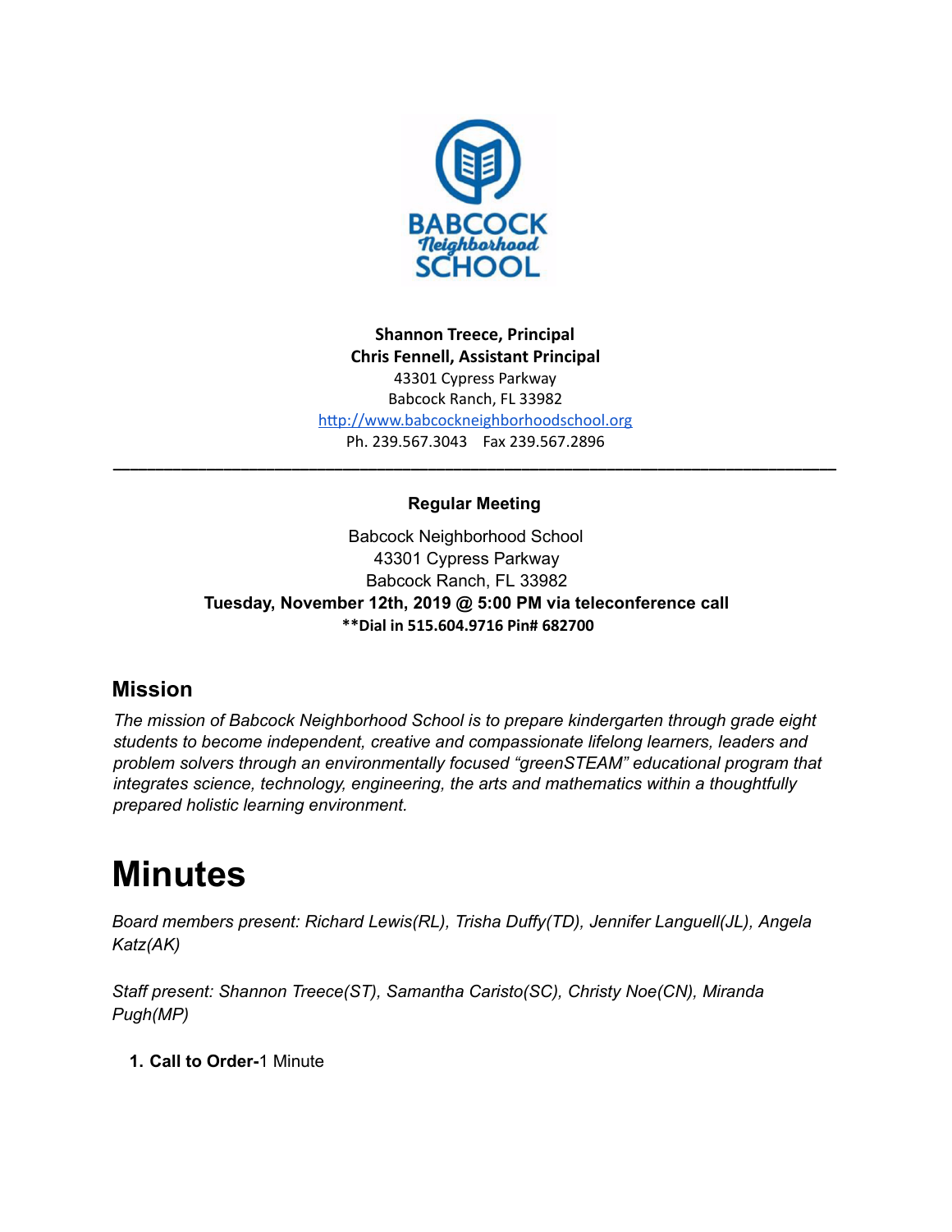**Shannon Treece, Principal**
**Chris Fennell, Assistant Principal**
43301 Cypress Parkway
Babcock Ranch, FL 33982
http://www.babcockneighborhoodschool.org
Ph. 239.567.3043 Fax 239.567.2896

---

**Regular Meeting**

Babcock Neighborhood School
43301 Cypress Parkway
Babcock Ranch, FL 33982
**Tuesday, November 12th, 2019 @ 5:00 PM via teleconference call**
****Dial in 515.604.9716 Pin# 682700**

## Mission

*The mission of Babcock Neighborhood School is to prepare kindergarten through grade eight students to become independent, creative and compassionate lifelong learners, leaders and problem solvers through an environmentally focused "greenSTEAM" educational program that integrates science, technology, engineering, the arts and mathematics within a thoughtfully prepared holistic learning environment.*

# Minutes

*Board members present: Richard Lewis(RL), Trisha Duffy(TD), Jennifer Languell(JL), Angela Katz(AK)*

*Staff present: Shannon Treece(ST), Samantha Caristo(SC), Christy Noe(CN), Miranda Pugh(MP)*

1. **Call to Order-**1 Minute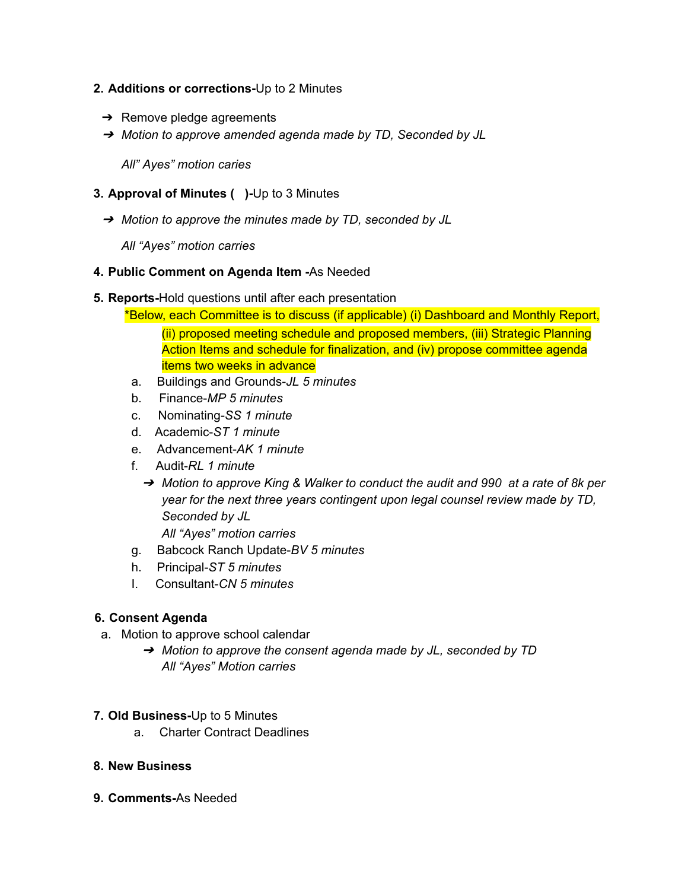2. **Additions or corrections-**Up to 2 Minutes

   - ➔ Remove pledge agreements
   - ➔ *Motion to approve amended agenda made by TD, Seconded by JL*

     *All" Ayes" motion caries*

3. **Approval of Minutes (    )-**Up to 3 Minutes

   - ➔ *Motion to approve the minutes made by TD, seconded by JL*

     *All "Ayes" motion carries*

4. **Public Comment on Agenda Item -**As Needed

5. **Reports-**Hold questions until after each presentation

   *Below, each Committee is to discuss (if applicable) (i) Dashboard and Monthly Report, (ii) proposed meeting schedule and proposed members, (iii) Strategic Planning Action Items and schedule for finalization, and (iv) propose committee agenda items two weeks in advance

   a. Buildings and Grounds-*JL 5 minutes*
   b. Finance-*MP 5 minutes*
   c. Nominating-*SS 1 minute*
   d. Academic-*ST 1 minute*
   e. Advancement-*AK 1 minute*
   f. Audit-*RL 1 minute*
      - ➔ *Motion to approve King & Walker to conduct the audit and 990 at a rate of 8k per year for the next three years contingent upon legal counsel review made by TD, Seconded by JL*

        *All "Ayes" motion carries*
   g. Babcock Ranch Update-*BV 5 minutes*
   h. Principal-*ST 5 minutes*
   I. Consultant-*CN 5 minutes*

6. **Consent Agenda**

   a. Motion to approve school calendar
      - ➔ *Motion to approve the consent agenda made by JL, seconded by TD*

        *All "Ayes" Motion carries*

7. **Old Business-**Up to 5 Minutes

   a. Charter Contract Deadlines

8. **New Business**

9. **Comments-**As Needed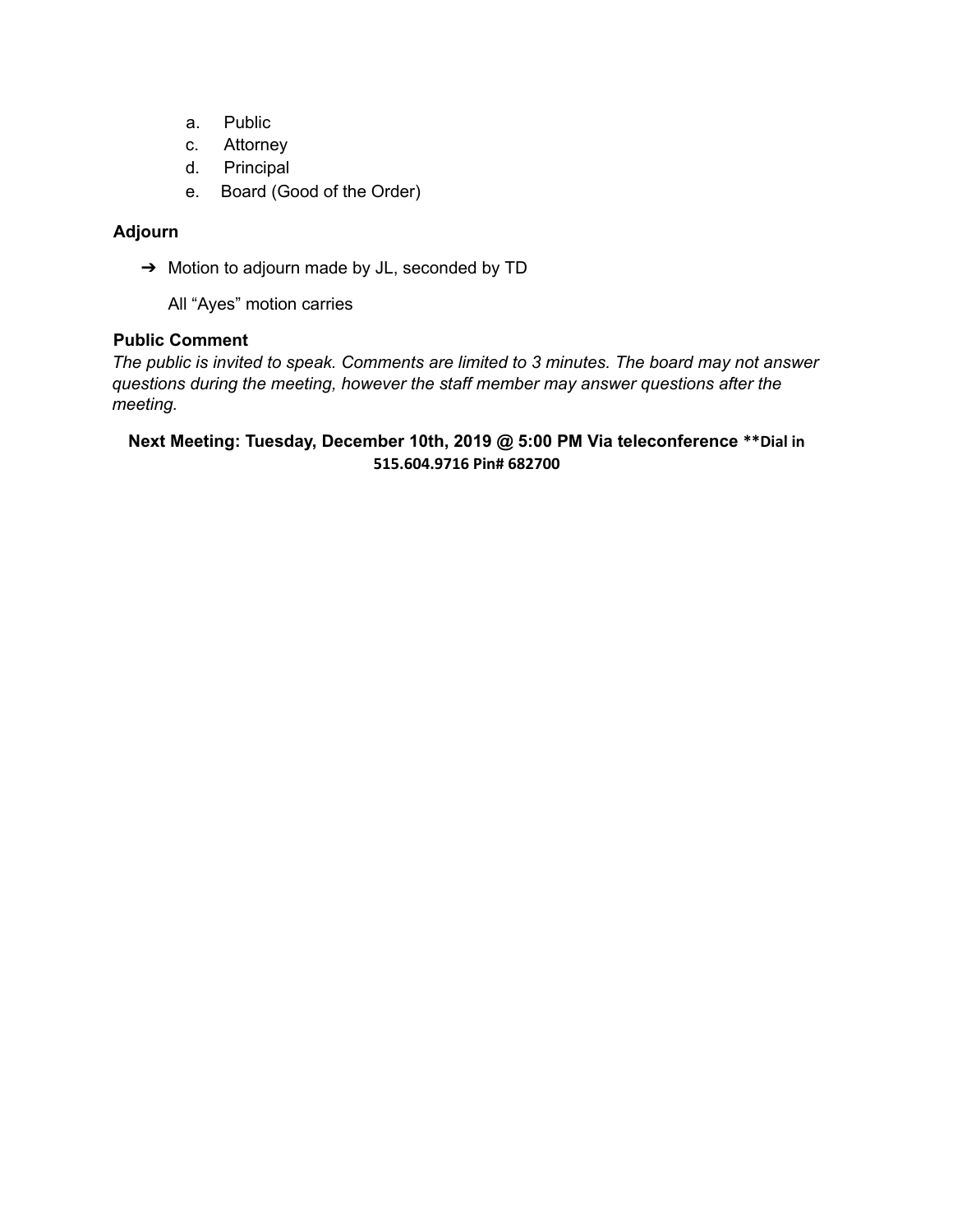a. Public
c. Attorney
d. Principal
e. Board (Good of the Order)

**Adjourn**

- ➔ Motion to adjourn made by JL, seconded by TD

  All "Ayes" motion carries

**Public Comment**

*The public is invited to speak. Comments are limited to 3 minutes. The board may not answer questions during the meeting, however the staff member may answer questions after the meeting.*

**Next Meeting: Tuesday, December 10th, 2019 @ 5:00 PM Via teleconference **Dial in 515.604.9716 Pin# 682700**